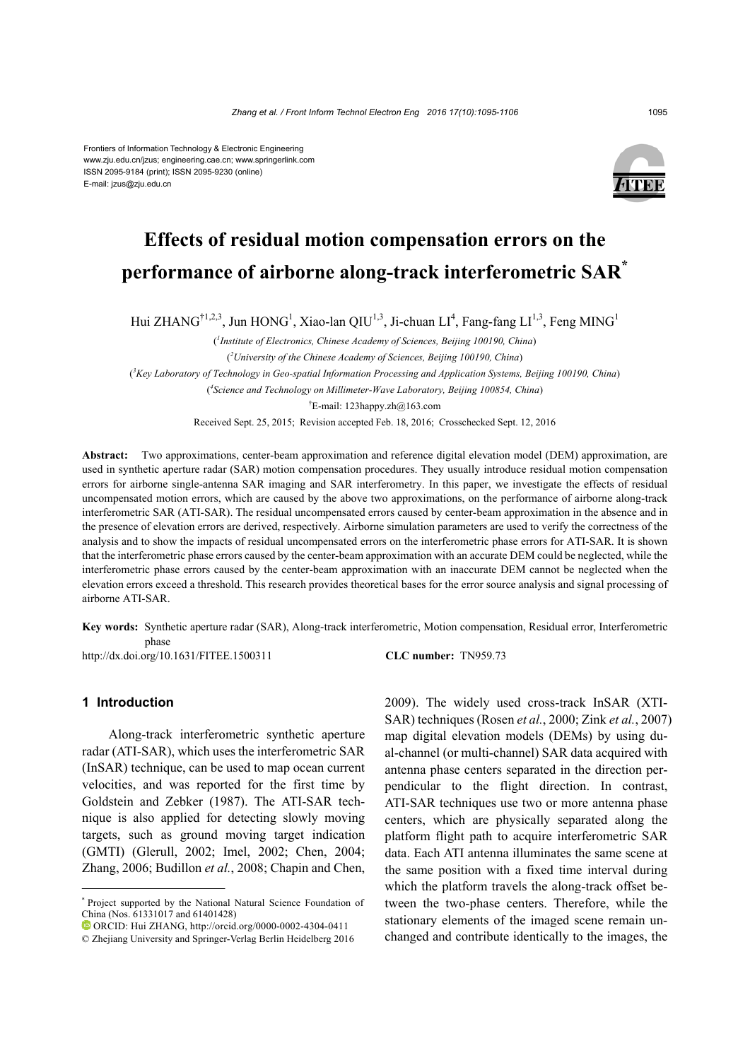Frontiers of Information Technology & Electronic Engineering
www.zju.edu.cn/jzus; engineering.cae.cn; www.springerlink.com
ISSN 2095-9184 (print); ISSN 2095-9230 (online)
E-mail: jzus@zju.edu.cn

# Effects of residual motion compensation errors on the performance of airborne along-track interferometric SAR*

Hui ZHANG†[1,2,3], Jun HONG[1], Xiao-lan QIU[1,3], Ji-chuan LI[4], Fang-fang LI[1,3], Feng MING[1]

([1]*Institute of Electronics, Chinese Academy of Sciences, Beijing 100190, China*)

([2]*University of the Chinese Academy of Sciences, Beijing 100190, China*)

([3]*Key Laboratory of Technology in Geo-spatial Information Processing and Application Systems, Beijing 100190, China*)

([4]*Science and Technology on Millimeter-Wave Laboratory, Beijing 100854, China*)

†E-mail: 123happy.zh@163.com

Received Sept. 25, 2015; Revision accepted Feb. 18, 2016; Crosschecked Sept. 12, 2016

**Abstract:** Two approximations, center-beam approximation and reference digital elevation model (DEM) approximation, are used in synthetic aperture radar (SAR) motion compensation procedures. They usually introduce residual motion compensation errors for airborne single-antenna SAR imaging and SAR interferometry. In this paper, we investigate the effects of residual uncompensated motion errors, which are caused by the above two approximations, on the performance of airborne along-track interferometric SAR (ATI-SAR). The residual uncompensated errors caused by center-beam approximation in the absence and in the presence of elevation errors are derived, respectively. Airborne simulation parameters are used to verify the correctness of the analysis and to show the impacts of residual uncompensated errors on the interferometric phase errors for ATI-SAR. It is shown that the interferometric phase errors caused by the center-beam approximation with an accurate DEM could be neglected, while the interferometric phase errors caused by the center-beam approximation with an inaccurate DEM cannot be neglected when the elevation errors exceed a threshold. This research provides theoretical bases for the error source analysis and signal processing of airborne ATI-SAR.

**Key words:** Synthetic aperture radar (SAR), Along-track interferometric, Motion compensation, Residual error, Interferometric phase

http://dx.doi.org/10.1631/FITEE.1500311 **CLC number:** TN959.73

## 1 Introduction

Along-track interferometric synthetic aperture radar (ATI-SAR), which uses the interferometric SAR (InSAR) technique, can be used to map ocean current velocities, and was reported for the first time by Goldstein and Zebker (1987). The ATI-SAR technique is also applied for detecting slowly moving targets, such as ground moving target indication (GMTI) (Glerull, 2002; Imel, 2002; Chen, 2004; Zhang, 2006; Budillon *et al.*, 2008; Chapin and Chen, 2009). The widely used cross-track InSAR (XTI-SAR) techniques (Rosen *et al.*, 2000; Zink *et al.*, 2007) map digital elevation models (DEMs) by using dual-channel (or multi-channel) SAR data acquired with antenna phase centers separated in the direction perpendicular to the flight direction. In contrast, ATI-SAR techniques use two or more antenna phase centers, which are physically separated along the platform flight path to acquire interferometric SAR data. Each ATI antenna illuminates the same scene at the same position with a fixed time interval during which the platform travels the along-track offset between the two-phase centers. Therefore, while the stationary elements of the imaged scene remain unchanged and contribute identically to the images, the

---

* Project supported by the National Natural Science Foundation of China (Nos. 61331017 and 61401428)

ORCID: Hui ZHANG, http://orcid.org/0000-0002-4304-0411

© Zhejiang University and Springer-Verlag Berlin Heidelberg 2016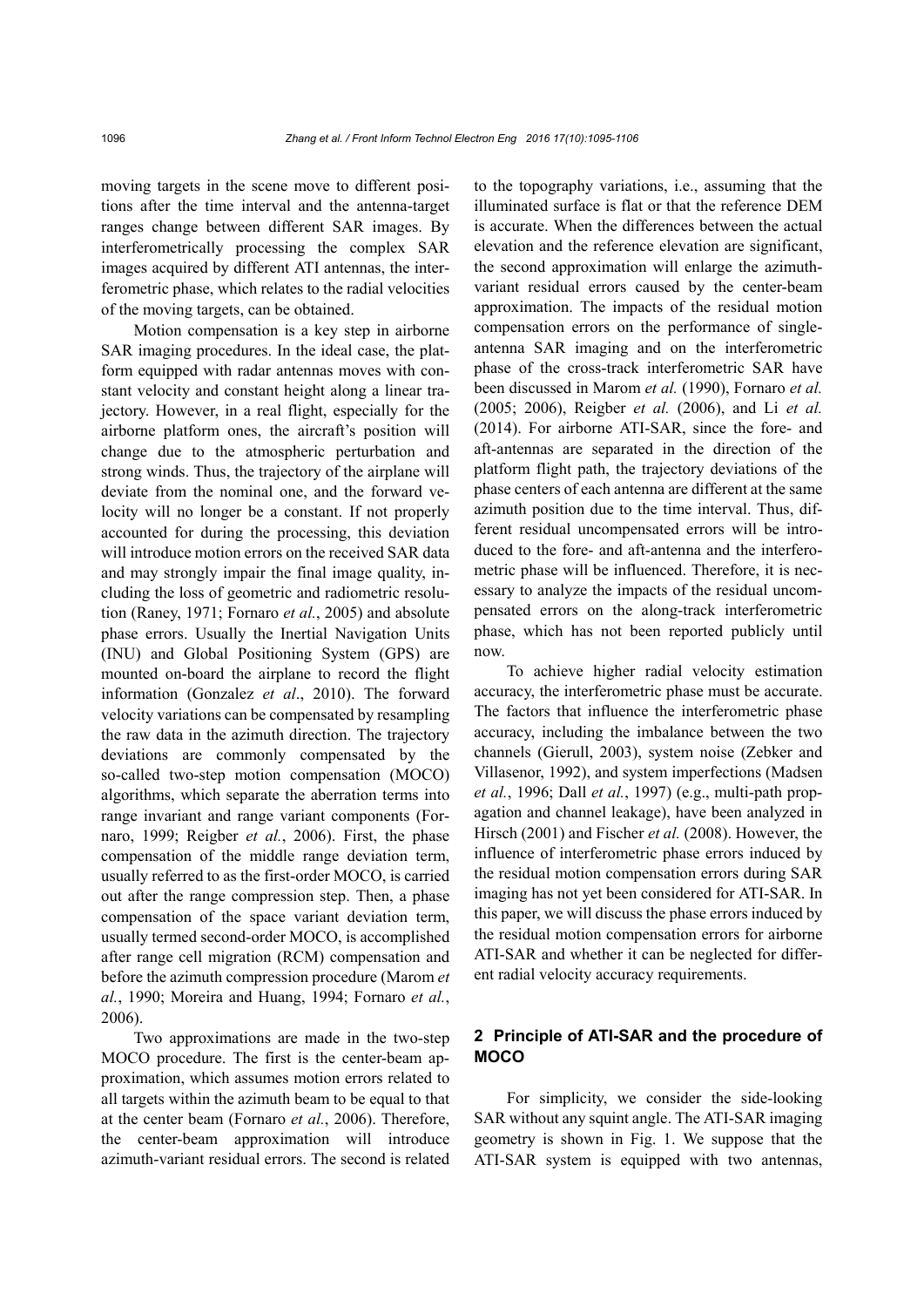moving targets in the scene move to different positions after the time interval and the antenna-target ranges change between different SAR images. By interferometrically processing the complex SAR images acquired by different ATI antennas, the interferometric phase, which relates to the radial velocities of the moving targets, can be obtained.

Motion compensation is a key step in airborne SAR imaging procedures. In the ideal case, the platform equipped with radar antennas moves with constant velocity and constant height along a linear trajectory. However, in a real flight, especially for the airborne platform ones, the aircraft's position will change due to the atmospheric perturbation and strong winds. Thus, the trajectory of the airplane will deviate from the nominal one, and the forward velocity will no longer be a constant. If not properly accounted for during the processing, this deviation will introduce motion errors on the received SAR data and may strongly impair the final image quality, including the loss of geometric and radiometric resolution (Raney, 1971; Fornaro *et al.*, 2005) and absolute phase errors. Usually the Inertial Navigation Units (INU) and Global Positioning System (GPS) are mounted on-board the airplane to record the flight information (Gonzalez *et al*., 2010). The forward velocity variations can be compensated by resampling the raw data in the azimuth direction. The trajectory deviations are commonly compensated by the so-called two-step motion compensation (MOCO) algorithms, which separate the aberration terms into range invariant and range variant components (Fornaro, 1999; Reigber *et al.*, 2006). First, the phase compensation of the middle range deviation term, usually referred to as the first-order MOCO, is carried out after the range compression step. Then, a phase compensation of the space variant deviation term, usually termed second-order MOCO, is accomplished after range cell migration (RCM) compensation and before the azimuth compression procedure (Marom *et al.*, 1990; Moreira and Huang, 1994; Fornaro *et al.*, 2006).

Two approximations are made in the two-step MOCO procedure. The first is the center-beam approximation, which assumes motion errors related to all targets within the azimuth beam to be equal to that at the center beam (Fornaro *et al.*, 2006). Therefore, the center-beam approximation will introduce azimuth-variant residual errors. The second is related to the topography variations, i.e., assuming that the illuminated surface is flat or that the reference DEM is accurate. When the differences between the actual elevation and the reference elevation are significant, the second approximation will enlarge the azimuth-variant residual errors caused by the center-beam approximation. The impacts of the residual motion compensation errors on the performance of single-antenna SAR imaging and on the interferometric phase of the cross-track interferometric SAR have been discussed in Marom *et al.* (1990), Fornaro *et al.* (2005; 2006), Reigber *et al.* (2006), and Li *et al.* (2014). For airborne ATI-SAR, since the fore- and aft-antennas are separated in the direction of the platform flight path, the trajectory deviations of the phase centers of each antenna are different at the same azimuth position due to the time interval. Thus, different residual uncompensated errors will be introduced to the fore- and aft-antenna and the interferometric phase will be influenced. Therefore, it is necessary to analyze the impacts of the residual uncompensated errors on the along-track interferometric phase, which has not been reported publicly until now.

To achieve higher radial velocity estimation accuracy, the interferometric phase must be accurate. The factors that influence the interferometric phase accuracy, including the imbalance between the two channels (Gierull, 2003), system noise (Zebker and Villasenor, 1992), and system imperfections (Madsen *et al.*, 1996; Dall *et al.*, 1997) (e.g., multi-path propagation and channel leakage), have been analyzed in Hirsch (2001) and Fischer *et al.* (2008). However, the influence of interferometric phase errors induced by the residual motion compensation errors during SAR imaging has not yet been considered for ATI-SAR. In this paper, we will discuss the phase errors induced by the residual motion compensation errors for airborne ATI-SAR and whether it can be neglected for different radial velocity accuracy requirements.

## 2 Principle of ATI-SAR and the procedure of MOCO

For simplicity, we consider the side-looking SAR without any squint angle. The ATI-SAR imaging geometry is shown in Fig. 1. We suppose that the ATI-SAR system is equipped with two antennas,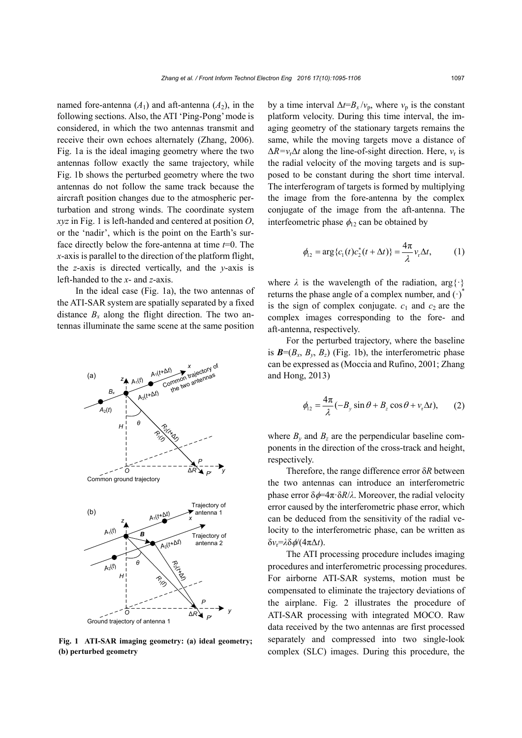named fore-antenna ($A_1$) and aft-antenna ($A_2$), in the following sections. Also, the ATI 'Ping-Pong' mode is considered, in which the two antennas transmit and receive their own echoes alternately (Zhang, 2006). Fig. 1a is the ideal imaging geometry where the two antennas follow exactly the same trajectory, while Fig. 1b shows the perturbed geometry where the two antennas do not follow the same track because the aircraft position changes due to the atmospheric perturbation and strong winds. The coordinate system *xyz* in Fig. 1 is left-handed and centered at position *O*, or the 'nadir', which is the point on the Earth's surface directly below the fore-antenna at time $t$=0. The *x*-axis is parallel to the direction of the platform flight, the *z*-axis is directed vertically, and the *y*-axis is left-handed to the *x*- and *z*-axis.

In the ideal case (Fig. 1a), the two antennas of the ATI-SAR system are spatially separated by a fixed distance $B_x$ along the flight direction. The two antennas illuminate the same scene at the same position

**Fig. 1 ATI-SAR imaging geometry: (a) ideal geometry; (b) perturbed geometry**

by a time interval $\Delta t = B_x / v_p$, where $v_p$ is the constant platform velocity. During this time interval, the imaging geometry of the stationary targets remains the same, while the moving targets move a distance of $\Delta R = v_r \Delta t$ along the line-of-sight direction. Here, $v_r$ is the radial velocity of the moving targets and is supposed to be constant during the short time interval. The interferogram of targets is formed by multiplying the image from the fore-antenna by the complex conjugate of the image from the aft-antenna. The interfeometric phase $\phi_{12}$ can be obtained by

$$\phi_{12} = \arg\{c_1(t)c_2^*(t+\Delta t)\} = \frac{4\pi}{\lambda} v_r \Delta t, \qquad (1)$$

where $\lambda$ is the wavelength of the radiation, $\arg\{\cdot\}$ returns the phase angle of a complex number, and $(\cdot)^*$ is the sign of complex conjugate. $c_1$ and $c_2$ are the complex images corresponding to the fore- and aft-antenna, respectively.

For the perturbed trajectory, where the baseline is $\boldsymbol{B} = (B_x, B_y, B_z)$ (Fig. 1b), the interferometric phase can be expressed as (Moccia and Rufino, 2001; Zhang and Hong, 2013)

$$\phi_{12} = \frac{4\pi}{\lambda}(-B_y \sin\theta + B_z \cos\theta + v_r \Delta t), \qquad (2)$$

where $B_y$ and $B_z$ are the perpendicular baseline components in the direction of the cross-track and height, respectively.

Therefore, the range difference error $\delta R$ between the two antennas can introduce an interferometric phase error $\delta\phi = 4\pi \cdot \delta R / \lambda$. Moreover, the radial velocity error caused by the interferometric phase error, which can be deduced from the sensitivity of the radial velocity to the interferometric phase, can be written as $\delta v_r = \lambda \delta\phi / (4\pi \Delta t)$.

The ATI processing procedure includes imaging procedures and interferometric processing procedures. For airborne ATI-SAR systems, motion must be compensated to eliminate the trajectory deviations of the airplane. Fig. 2 illustrates the procedure of ATI-SAR processing with integrated MOCO. Raw data received by the two antennas are first processed separately and compressed into two single-look complex (SLC) images. During this procedure, the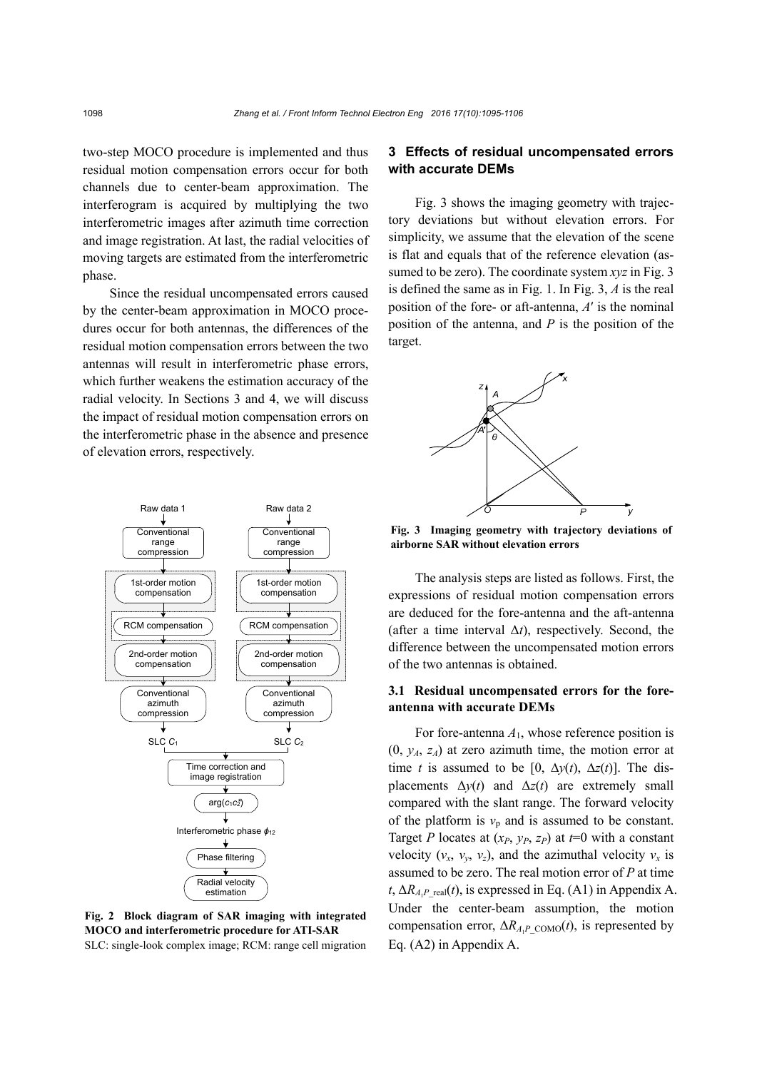two-step MOCO procedure is implemented and thus residual motion compensation errors occur for both channels due to center-beam approximation. The interferogram is acquired by multiplying the two interferometric images after azimuth time correction and image registration. At last, the radial velocities of moving targets are estimated from the interferometric phase.

Since the residual uncompensated errors caused by the center-beam approximation in MOCO procedures occur for both antennas, the differences of the residual motion compensation errors between the two antennas will result in interferometric phase errors, which further weakens the estimation accuracy of the radial velocity. In Sections 3 and 4, we will discuss the impact of residual motion compensation errors on the interferometric phase in the absence and presence of elevation errors, respectively.

**Fig. 2 Block diagram of SAR imaging with integrated MOCO and interferometric procedure for ATI-SAR**
SLC: single-look complex image; RCM: range cell migration

## 3 Effects of residual uncompensated errors with accurate DEMs

Fig. 3 shows the imaging geometry with trajectory deviations but without elevation errors. For simplicity, we assume that the elevation of the scene is flat and equals that of the reference elevation (assumed to be zero). The coordinate system *xyz* in Fig. 3 is defined the same as in Fig. 1. In Fig. 3, *A* is the real position of the fore- or aft-antenna, *A*′ is the nominal position of the antenna, and *P* is the position of the target.

**Fig. 3 Imaging geometry with trajectory deviations of airborne SAR without elevation errors**

The analysis steps are listed as follows. First, the expressions of residual motion compensation errors are deduced for the fore-antenna and the aft-antenna (after a time interval $\Delta t$), respectively. Second, the difference between the uncompensated motion errors of the two antennas is obtained.

### 3.1 Residual uncompensated errors for the fore-antenna with accurate DEMs

For fore-antenna $A_1$, whose reference position is $(0, y_A, z_A)$ at zero azimuth time, the motion error at time $t$ is assumed to be $[0, \Delta y(t), \Delta z(t)]$. The displacements $\Delta y(t)$ and $\Delta z(t)$ are extremely small compared with the slant range. The forward velocity of the platform is $v_\mathrm{p}$ and is assumed to be constant. Target $P$ locates at $(x_P, y_P, z_P)$ at $t$=0 with a constant velocity $(v_x, v_y, v_z)$, and the azimuthal velocity $v_x$ is assumed to be zero. The real motion error of $P$ at time $t$, $\Delta R_{A_1P\_\mathrm{real}}(t)$, is expressed in Eq. (A1) in Appendix A. Under the center-beam assumption, the motion compensation error, $\Delta R_{A_1P\_\mathrm{COMO}}(t)$, is represented by Eq. (A2) in Appendix A.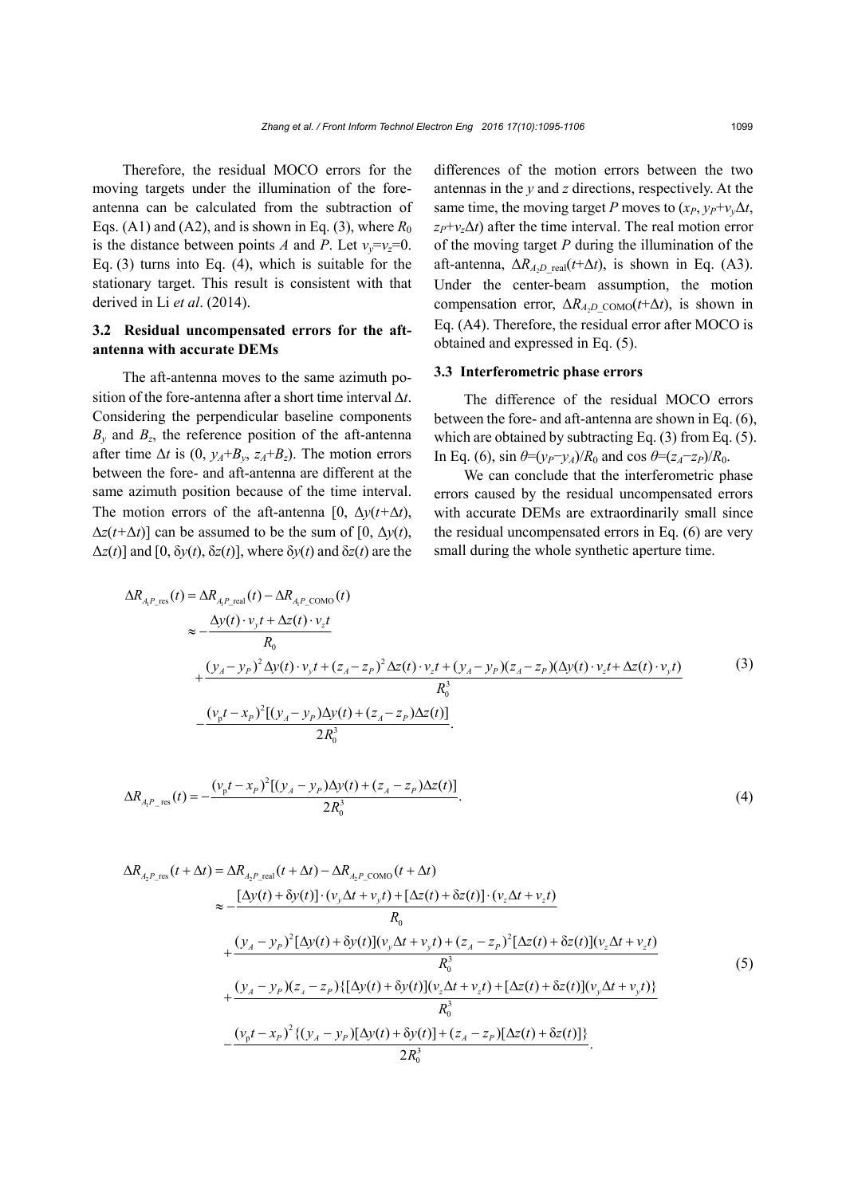Therefore, the residual MOCO errors for the moving targets under the illumination of the fore-antenna can be calculated from the subtraction of Eqs. (A1) and (A2), and is shown in Eq. (3), where $R_0$ is the distance between points $A$ and $P$. Let $v_y=v_z=0$. Eq. (3) turns into Eq. (4), which is suitable for the stationary target. This result is consistent with that derived in Li *et al*. (2014).

### 3.2 Residual uncompensated errors for the aft-antenna with accurate DEMs

The aft-antenna moves to the same azimuth position of the fore-antenna after a short time interval $\Delta t$. Considering the perpendicular baseline components $B_y$ and $B_z$, the reference position of the aft-antenna after time $\Delta t$ is $(0, y_A+B_y, z_A+B_z)$. The motion errors between the fore- and aft-antenna are different at the same azimuth position because of the time interval. The motion errors of the aft-antenna $[0, \Delta y(t+\Delta t), \Delta z(t+\Delta t)]$ can be assumed to be the sum of $[0, \Delta y(t), \Delta z(t)]$ and $[0, \delta y(t), \delta z(t)]$, where $\delta y(t)$ and $\delta z(t)$ are the differences of the motion errors between the two antennas in the $y$ and $z$ directions, respectively. At the same time, the moving target $P$ moves to $(x_P, y_P+v_y\Delta t, z_P+v_z\Delta t)$ after the time interval. The real motion error of the moving target $P$ during the illumination of the aft-antenna, $\Delta R_{A_2D\_\text{real}}(t+\Delta t)$, is shown in Eq. (A3). Under the center-beam assumption, the motion compensation error, $\Delta R_{A_2D\_\text{COMO}}(t+\Delta t)$, is shown in Eq. (A4). Therefore, the residual error after MOCO is obtained and expressed in Eq. (5).

### 3.3 Interferometric phase errors

The difference of the residual MOCO errors between the fore- and aft-antenna are shown in Eq. (6), which are obtained by subtracting Eq. (3) from Eq. (5). In Eq. (6), $\sin\theta=(y_P-y_A)/R_0$ and $\cos\theta=(z_A-z_P)/R_0$.

We can conclude that the interferometric phase errors caused by the residual uncompensated errors with accurate DEMs are extraordinarily small since the residual uncompensated errors in Eq. (6) are very small during the whole synthetic aperture time.

$$
\begin{aligned}
\Delta R_{A_1P\_\text{res}}(t) &= \Delta R_{A_1P\_\text{real}}(t) - \Delta R_{A_1P\_\text{COMO}}(t) \\
&\approx -\frac{\Delta y(t)\cdot v_y t + \Delta z(t)\cdot v_z t}{R_0} \\
&\quad + \frac{(y_A-y_P)^2\Delta y(t)\cdot v_y t + (z_A-z_P)^2\Delta z(t)\cdot v_z t + (y_A-y_P)(z_A-z_P)(\Delta y(t)\cdot v_z t + \Delta z(t)\cdot v_y t)}{R_0^3} \\
&\quad - \frac{(v_\text{p} t - x_P)^2[(y_A-y_P)\Delta y(t) + (z_A-z_P)\Delta z(t)]}{2R_0^3}.
\end{aligned} \tag{3}
$$

$$
\Delta R_{A_1P\_\text{res}}(t) = -\frac{(v_\text{p} t - x_P)^2[(y_A-y_P)\Delta y(t) + (z_A-z_P)\Delta z(t)]}{2R_0^3}. \tag{4}
$$

$$
\begin{aligned}
\Delta R_{A_2P\_\text{res}}(t+\Delta t) &= \Delta R_{A_2P\_\text{real}}(t+\Delta t) - \Delta R_{A_2P\_\text{COMO}}(t+\Delta t) \\
&\approx -\frac{[\Delta y(t)+\delta y(t)]\cdot(v_y\Delta t + v_y t) + [\Delta z(t)+\delta z(t)]\cdot(v_z\Delta t + v_z t)}{R_0} \\
&\quad + \frac{(y_A-y_P)^2[\Delta y(t)+\delta y(t)](v_y\Delta t + v_y t) + (z_A-z_P)^2[\Delta z(t)+\delta z(t)](v_z\Delta t + v_z t)}{R_0^3} \\
&\quad + \frac{(y_A-y_P)(z_A-z_P)\{[\Delta y(t)+\delta y(t)](v_z\Delta t + v_z t) + [\Delta z(t)+\delta z(t)](v_y\Delta t + v_y t)\}}{R_0^3} \\
&\quad - \frac{(v_\text{p} t - x_P)^2\{(y_A-y_P)[\Delta y(t)+\delta y(t)] + (z_A-z_P)[\Delta z(t)+\delta z(t)]\}}{2R_0^3}.
\end{aligned} \tag{5}
$$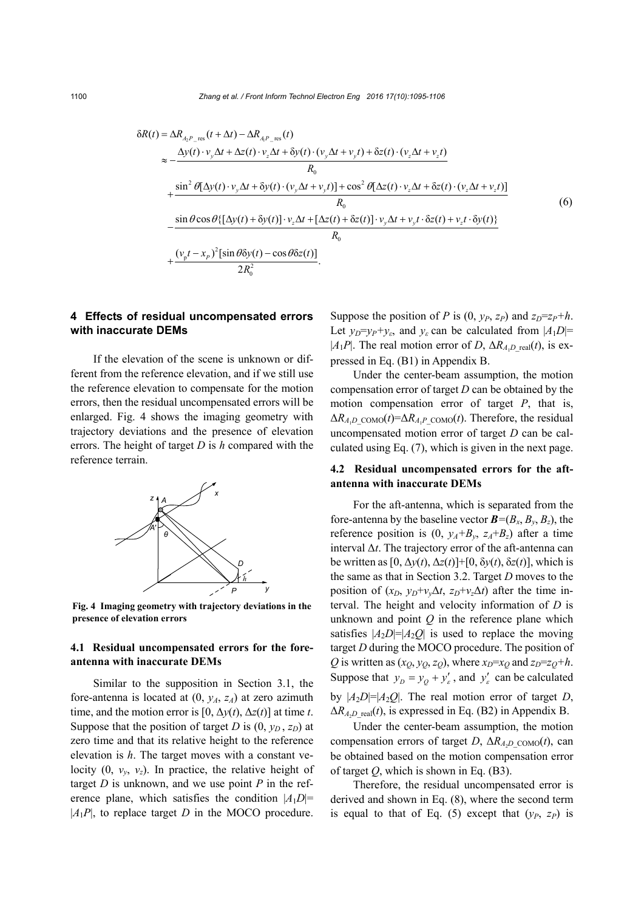$$
\begin{aligned}
\delta R(t) &= \Delta R_{A_2 P\_\text{res}}(t+\Delta t) - \Delta R_{A_1 P\_\text{res}}(t) \\
&\approx -\frac{\Delta y(t)\cdot v_y \Delta t + \Delta z(t)\cdot v_z \Delta t + \delta y(t)\cdot (v_y \Delta t + v_y t) + \delta z(t)\cdot (v_z \Delta t + v_z t)}{R_0} \\
&\quad + \frac{\sin^2\theta[\Delta y(t)\cdot v_y \Delta t + \delta y(t)\cdot (v_y \Delta t + v_y t)] + \cos^2\theta[\Delta z(t)\cdot v_z \Delta t + \delta z(t)\cdot (v_z \Delta t + v_z t)]}{R_0} \\
&\quad - \frac{\sin\theta\cos\theta\{[\Delta y(t) + \delta y(t)]\cdot v_z \Delta t + [\Delta z(t) + \delta z(t)]\cdot v_y \Delta t + v_y t\cdot \delta z(t) + v_z t \cdot \delta y(t)\}}{R_0} \\
&\quad + \frac{(v_\text{p} t - x_P)^2 [\sin\theta \delta y(t) - \cos\theta \delta z(t)]}{2R_0^2}.
\end{aligned} \tag{6}
$$

## 4 Effects of residual uncompensated errors with inaccurate DEMs

If the elevation of the scene is unknown or different from the reference elevation, and if we still use the reference elevation to compensate for the motion errors, then the residual uncompensated errors will be enlarged. Fig. 4 shows the imaging geometry with trajectory deviations and the presence of elevation errors. The height of target $D$ is $h$ compared with the reference terrain.

**Fig. 4 Imaging geometry with trajectory deviations in the presence of elevation errors**

### 4.1 Residual uncompensated errors for the fore-antenna with inaccurate DEMs

Similar to the supposition in Section 3.1, the fore-antenna is located at $(0, y_A, z_A)$ at zero azimuth time, and the motion error is $[0, \Delta y(t), \Delta z(t)]$ at time $t$. Suppose that the position of target $D$ is $(0, y_D, z_D)$ at zero time and that its relative height to the reference elevation is $h$. The target moves with a constant velocity $(0, v_y, v_z)$. In practice, the relative height of target $D$ is unknown, and we use point $P$ in the reference plane, which satisfies the condition $|A_1D|=|A_1P|$, to replace target $D$ in the MOCO procedure. Suppose the position of $P$ is $(0, y_P, z_P)$ and $z_D=z_P+h$. Let $y_D=y_P+y_\varepsilon$, and $y_\varepsilon$ can be calculated from $|A_1D|=|A_1P|$. The real motion error of $D$, $\Delta R_{A_1D\_\text{real}}(t)$, is expressed in Eq. (B1) in Appendix B.

Under the center-beam assumption, the motion compensation error of target $D$ can be obtained by the motion compensation error of target $P$, that is, $\Delta R_{A_1D\_\text{COMO}}(t)=\Delta R_{A_1P\_\text{COMO}}(t)$. Therefore, the residual uncompensated motion error of target $D$ can be calculated using Eq. (7), which is given in the next page.

### 4.2 Residual uncompensated errors for the aft-antenna with inaccurate DEMs

For the aft-antenna, which is separated from the fore-antenna by the baseline vector $\boldsymbol{B}=(B_x, B_y, B_z)$, the reference position is $(0, y_A+B_y, z_A+B_z)$ after a time interval $\Delta t$. The trajectory error of the aft-antenna can be written as $[0, \Delta y(t), \Delta z(t)]+[0, \delta y(t), \delta z(t)]$, which is the same as that in Section 3.2. Target $D$ moves to the position of $(x_D, y_D+v_y\Delta t, z_D+v_z\Delta t)$ after the time interval. The height and velocity information of $D$ is unknown and point $Q$ in the reference plane which satisfies $|A_2D|=|A_2Q|$ is used to replace the moving target $D$ during the MOCO procedure. The position of $Q$ is written as $(x_Q, y_Q, z_Q)$, where $x_D=x_Q$ and $z_D=z_Q+h$. Suppose that $y_D = y_Q + y'_\varepsilon$, and $y'_\varepsilon$ can be calculated by $|A_2D|=|A_2Q|$. The real motion error of target $D$, $\Delta R_{A_2D\_\text{real}}(t)$, is expressed in Eq. (B2) in Appendix B.

Under the center-beam assumption, the motion compensation errors of target $D$, $\Delta R_{A_2D\_\text{COMO}}(t)$, can be obtained based on the motion compensation error of target $Q$, which is shown in Eq. (B3).

Therefore, the residual uncompensated error is derived and shown in Eq. (8), where the second term is equal to that of Eq. (5) except that $(y_P, z_P)$ is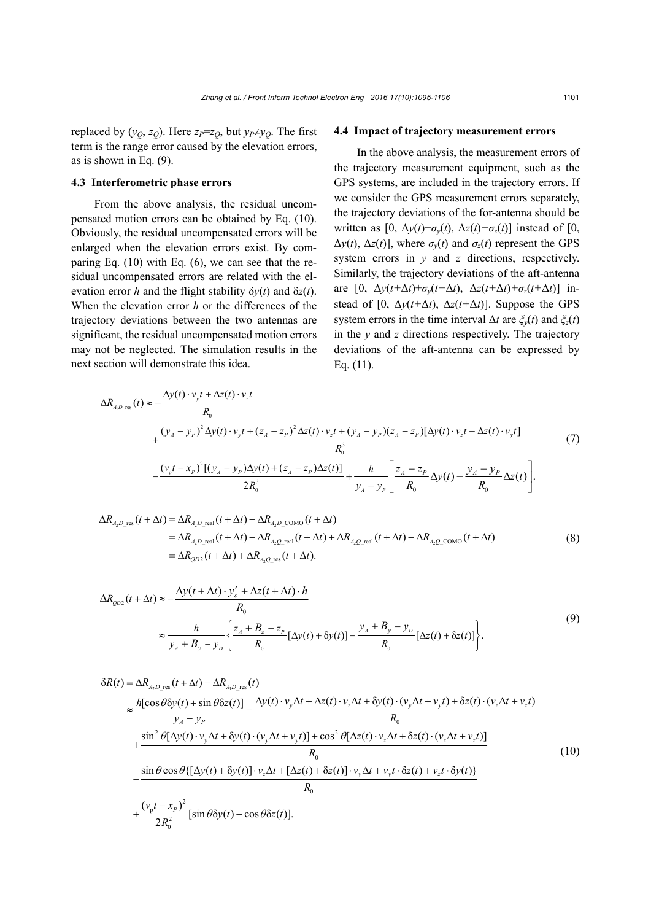replaced by ($y_Q$, $z_Q$). Here $z_P$=$z_Q$, but $y_P$≠$y_Q$. The first term is the range error caused by the elevation errors, as is shown in Eq. (9).

### 4.3 Interferometric phase errors

From the above analysis, the residual uncompensated motion errors can be obtained by Eq. (10). Obviously, the residual uncompensated errors will be enlarged when the elevation errors exist. By comparing Eq. (10) with Eq. (6), we can see that the residual uncompensated errors are related with the elevation error $h$ and the flight stability $\delta y(t)$ and $\delta z(t)$. When the elevation error $h$ or the differences of the trajectory deviations between the two antennas are significant, the residual uncompensated motion errors may not be neglected. The simulation results in the next section will demonstrate this idea.

### 4.4 Impact of trajectory measurement errors

In the above analysis, the measurement errors of the trajectory measurement equipment, such as the GPS systems, are included in the trajectory errors. If we consider the GPS measurement errors separately, the trajectory deviations of the for-antenna should be written as [0, $\Delta y(t)+\sigma_y(t)$, $\Delta z(t)+\sigma_z(t)$] instead of [0, $\Delta y(t)$, $\Delta z(t)$], where $\sigma_y(t)$ and $\sigma_z(t)$ represent the GPS system errors in $y$ and $z$ directions, respectively. Similarly, the trajectory deviations of the aft-antenna are [0, $\Delta y(t+\Delta t)+\sigma_y(t+\Delta t)$, $\Delta z(t+\Delta t)+\sigma_z(t+\Delta t)$] instead of [0, $\Delta y(t+\Delta t)$, $\Delta z(t+\Delta t)$]. Suppose the GPS system errors in the time interval $\Delta t$ are $\xi_y(t)$ and $\xi_z(t)$ in the $y$ and $z$ directions respectively. The trajectory deviations of the aft-antenna can be expressed by Eq. (11).

$$
\begin{aligned}
\Delta R_{A_1D\_\text{res}}(t) \approx & -\frac{\Delta y(t)\cdot v_y t+\Delta z(t)\cdot v_z t}{R_0} \\
& +\frac{(y_A-y_P)^2\Delta y(t)\cdot v_y t+(z_A-z_P)^2\Delta z(t)\cdot v_z t+(y_A-y_P)(z_A-z_P)[\Delta y(t)\cdot v_z t+\Delta z(t)\cdot v_y t]}{R_0^3} \\
& -\frac{(v_\text{p}t-x_P)^2[(y_A-y_P)\Delta y(t)+(z_A-z_P)\Delta z(t)]}{2R_0^3}+\frac{h}{y_A-y_P}\left[\frac{z_A-z_P}{R_0}\Delta y(t)-\frac{y_A-y_P}{R_0}\Delta z(t)\right].
\end{aligned} \tag{7}
$$

$$
\begin{aligned}
\Delta R_{A_2D\_\text{res}}(t+\Delta t) &= \Delta R_{A_2D\_\text{real}}(t+\Delta t)-\Delta R_{A_2D\_\text{COMO}}(t+\Delta t) \\
&= \Delta R_{A_2D\_\text{real}}(t+\Delta t)-\Delta R_{A_2Q\_\text{real}}(t+\Delta t)+\Delta R_{A_2Q\_\text{real}}(t+\Delta t)-\Delta R_{A_2Q\_\text{COMO}}(t+\Delta t) \\
&= \Delta R_{QD2}(t+\Delta t)+\Delta R_{A_2Q\_\text{res}}(t+\Delta t).
\end{aligned} \tag{8}
$$

$$
\begin{aligned}
\Delta R_{QD2}(t+\Delta t) &\approx -\frac{\Delta y(t+\Delta t)\cdot y'_\varepsilon+\Delta z(t+\Delta t)\cdot h}{R_0} \\
&\approx \frac{h}{y_A+B_y-y_D}\left\{\frac{z_A+B_z-z_P}{R_0}[\Delta y(t)+\delta y(t)]-\frac{y_A+B_y-y_D}{R_0}[\Delta z(t)+\delta z(t)]\right\}.
\end{aligned} \tag{9}
$$

$$
\begin{aligned}
\delta R(t) &= \Delta R_{A_2D\_\text{res}}(t+\Delta t)-\Delta R_{A_1D\_\text{res}}(t) \\
&\approx \frac{h[\cos\theta\delta y(t)+\sin\theta\delta z(t)]}{y_A-y_P}-\frac{\Delta y(t)\cdot v_y\Delta t+\Delta z(t)\cdot v_z\Delta t+\delta y(t)\cdot(v_y\Delta t+v_y t)+\delta z(t)\cdot(v_z\Delta t+v_z t)}{R_0} \\
&\quad +\frac{\sin^2\theta[\Delta y(t)\cdot v_y\Delta t+\delta y(t)\cdot(v_y\Delta t+v_y t)]+\cos^2\theta[\Delta z(t)\cdot v_z\Delta t+\delta z(t)\cdot(v_z\Delta t+v_z t)]}{R_0} \\
&\quad -\frac{\sin\theta\cos\theta\{[\Delta y(t)+\delta y(t)]\cdot v_z\Delta t+[\Delta z(t)+\delta z(t)]\cdot v_y\Delta t+v_y t\cdot\delta z(t)+v_z t\cdot\delta y(t)\}}{R_0} \\
&\quad +\frac{(v_\text{p}t-x_P)^2}{2R_0^2}[\sin\theta\delta y(t)-\cos\theta\delta z(t)].
\end{aligned} \tag{10}
$$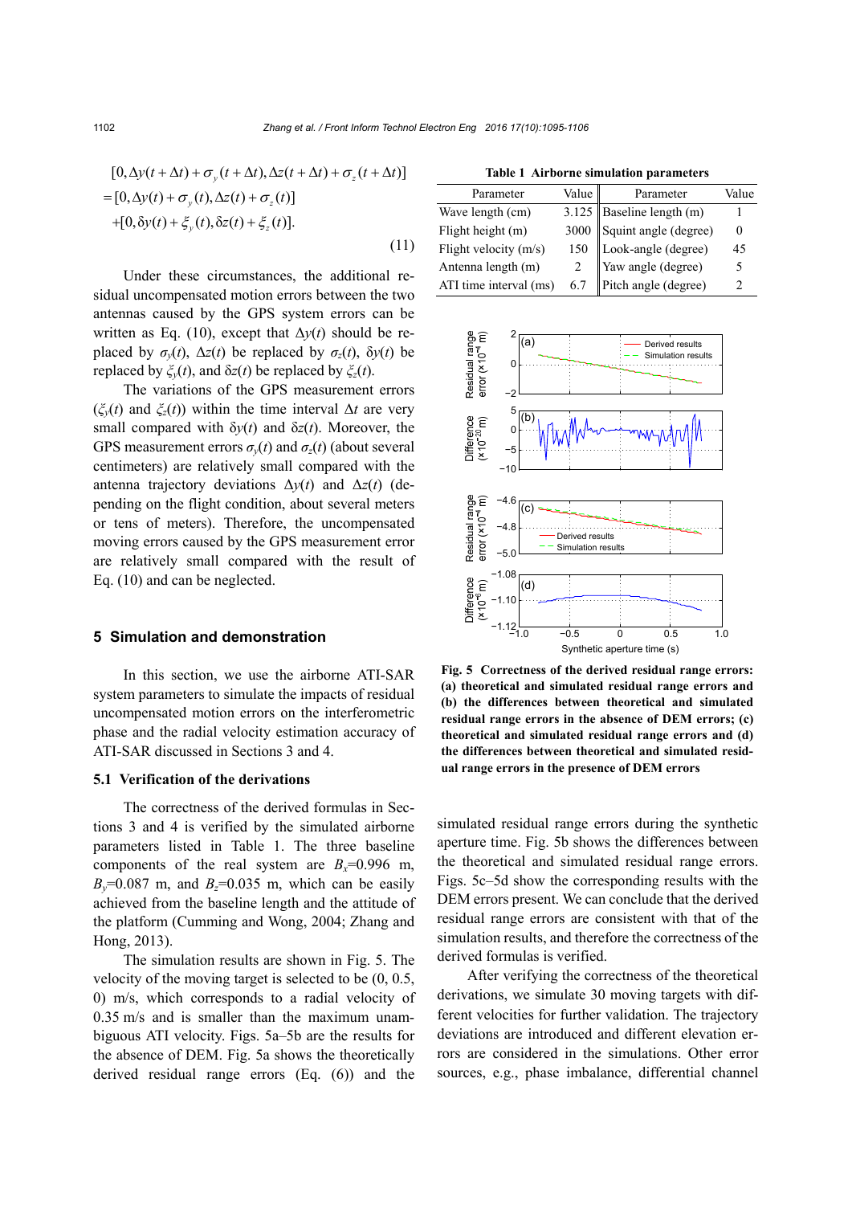$$
\begin{aligned}
&[0, \Delta y(t+\Delta t)+\sigma_y(t+\Delta t), \Delta z(t+\Delta t)+\sigma_z(t+\Delta t)] \\
&=[0, \Delta y(t)+\sigma_y(t), \Delta z(t)+\sigma_z(t)] \\
&\quad +[0, \delta y(t)+\xi_y(t), \delta z(t)+\xi_z(t)].
\end{aligned} \tag{11}
$$

Under these circumstances, the additional residual uncompensated motion errors between the two antennas caused by the GPS system errors can be written as Eq. (10), except that $\Delta y(t)$ should be replaced by $\sigma_y(t)$, $\Delta z(t)$ be replaced by $\sigma_z(t)$, $\delta y(t)$ be replaced by $\xi_y(t)$, and $\delta z(t)$ be replaced by $\xi_z(t)$.

The variations of the GPS measurement errors ($\xi_y(t)$ and $\xi_z(t)$) within the time interval $\Delta t$ are very small compared with $\delta y(t)$ and $\delta z(t)$. Moreover, the GPS measurement errors $\sigma_y(t)$ and $\sigma_z(t)$ (about several centimeters) are relatively small compared with the antenna trajectory deviations $\Delta y(t)$ and $\Delta z(t)$ (depending on the flight condition, about several meters or tens of meters). Therefore, the uncompensated moving errors caused by the GPS measurement error are relatively small compared with the result of Eq. (10) and can be neglected.

## 5 Simulation and demonstration

In this section, we use the airborne ATI-SAR system parameters to simulate the impacts of residual uncompensated motion errors on the interferometric phase and the radial velocity estimation accuracy of ATI-SAR discussed in Sections 3 and 4.

### 5.1 Verification of the derivations

The correctness of the derived formulas in Sections 3 and 4 is verified by the simulated airborne parameters listed in Table 1. The three baseline components of the real system are $B_x$=0.996 m, $B_y$=0.087 m, and $B_z$=0.035 m, which can be easily achieved from the baseline length and the attitude of the platform (Cumming and Wong, 2004; Zhang and Hong, 2013).

The simulation results are shown in Fig. 5. The velocity of the moving target is selected to be (0, 0.5, 0) m/s, which corresponds to a radial velocity of 0.35 m/s and is smaller than the maximum unambiguous ATI velocity. Figs. 5a–5b are the results for the absence of DEM. Fig. 5a shows the theoretically derived residual range errors (Eq. (6)) and the simulated residual range errors during the synthetic aperture time. Fig. 5b shows the differences between the theoretical and simulated residual range errors. Figs. 5c–5d show the corresponding results with the DEM errors present. We can conclude that the derived residual range errors are consistent with that of the simulation results, and therefore the correctness of the derived formulas is verified.

After verifying the correctness of the theoretical derivations, we simulate 30 moving targets with different velocities for further validation. The trajectory deviations are introduced and different elevation errors are considered in the simulations. Other error sources, e.g., phase imbalance, differential channel

**Table 1 Airborne simulation parameters**

| Parameter | Value | Parameter | Value |
|---|---|---|---|
| Wave length (cm) | 3.125 | Baseline length (m) | 1 |
| Flight height (m) | 3000 | Squint angle (degree) | 0 |
| Flight velocity (m/s) | 150 | Look-angle (degree) | 45 |
| Antenna length (m) | 2 | Yaw angle (degree) | 5 |
| ATI time interval (ms) | 6.7 | Pitch angle (degree) | 2 |

**Fig. 5 Correctness of the derived residual range errors: (a) theoretical and simulated residual range errors and (b) the differences between theoretical and simulated residual range errors in the absence of DEM errors; (c) theoretical and simulated residual range errors and (d) the differences between theoretical and simulated residual range errors in the presence of DEM errors**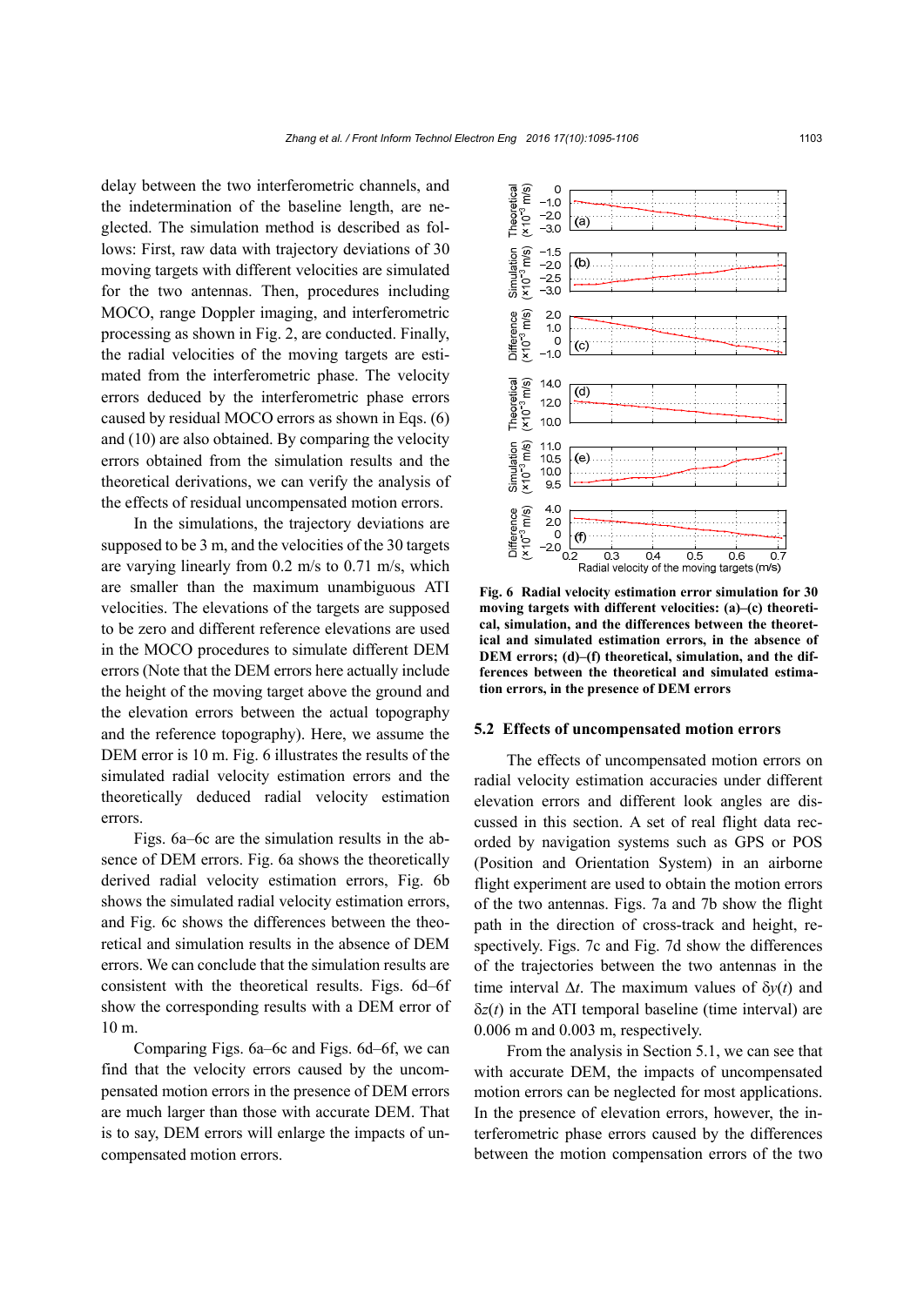delay between the two interferometric channels, and the indetermination of the baseline length, are neglected. The simulation method is described as follows: First, raw data with trajectory deviations of 30 moving targets with different velocities are simulated for the two antennas. Then, procedures including MOCO, range Doppler imaging, and interferometric processing as shown in Fig. 2, are conducted. Finally, the radial velocities of the moving targets are estimated from the interferometric phase. The velocity errors deduced by the interferometric phase errors caused by residual MOCO errors as shown in Eqs. (6) and (10) are also obtained. By comparing the velocity errors obtained from the simulation results and the theoretical derivations, we can verify the analysis of the effects of residual uncompensated motion errors.

In the simulations, the trajectory deviations are supposed to be 3 m, and the velocities of the 30 targets are varying linearly from 0.2 m/s to 0.71 m/s, which are smaller than the maximum unambiguous ATI velocities. The elevations of the targets are supposed to be zero and different reference elevations are used in the MOCO procedures to simulate different DEM errors (Note that the DEM errors here actually include the height of the moving target above the ground and the elevation errors between the actual topography and the reference topography). Here, we assume the DEM error is 10 m. Fig. 6 illustrates the results of the simulated radial velocity estimation errors and the theoretically deduced radial velocity estimation errors.

Figs. 6a–6c are the simulation results in the absence of DEM errors. Fig. 6a shows the theoretically derived radial velocity estimation errors, Fig. 6b shows the simulated radial velocity estimation errors, and Fig. 6c shows the differences between the theoretical and simulation results in the absence of DEM errors. We can conclude that the simulation results are consistent with the theoretical results. Figs. 6d–6f show the corresponding results with a DEM error of 10 m.

Comparing Figs. 6a–6c and Figs. 6d–6f, we can find that the velocity errors caused by the uncompensated motion errors in the presence of DEM errors are much larger than those with accurate DEM. That is to say, DEM errors will enlarge the impacts of uncompensated motion errors.

**Fig. 6 Radial velocity estimation error simulation for 30 moving targets with different velocities: (a)–(c) theoretical, simulation, and the differences between the theoretical and simulated estimation errors, in the absence of DEM errors; (d)–(f) theoretical, simulation, and the differences between the theoretical and simulated estimation errors, in the presence of DEM errors**

## 5.2 Effects of uncompensated motion errors

The effects of uncompensated motion errors on radial velocity estimation accuracies under different elevation errors and different look angles are discussed in this section. A set of real flight data recorded by navigation systems such as GPS or POS (Position and Orientation System) in an airborne flight experiment are used to obtain the motion errors of the two antennas. Figs. 7a and 7b show the flight path in the direction of cross-track and height, respectively. Figs. 7c and Fig. 7d show the differences of the trajectories between the two antennas in the time interval $\Delta t$. The maximum values of $\delta y(t)$ and $\delta z(t)$ in the ATI temporal baseline (time interval) are 0.006 m and 0.003 m, respectively.

From the analysis in Section 5.1, we can see that with accurate DEM, the impacts of uncompensated motion errors can be neglected for most applications. In the presence of elevation errors, however, the interferometric phase errors caused by the differences between the motion compensation errors of the two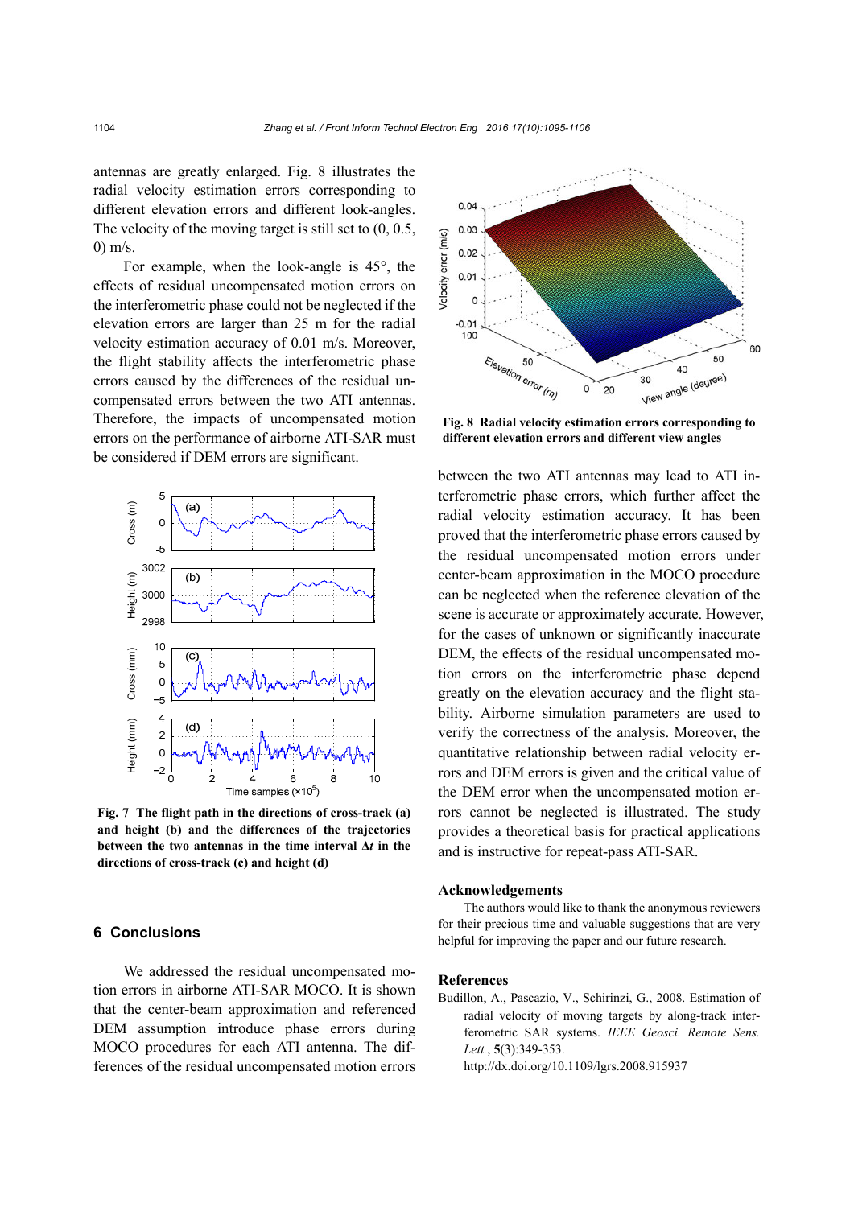antennas are greatly enlarged. Fig. 8 illustrates the radial velocity estimation errors corresponding to different elevation errors and different look-angles. The velocity of the moving target is still set to (0, 0.5, 0) m/s.

For example, when the look-angle is 45°, the effects of residual uncompensated motion errors on the interferometric phase could not be neglected if the elevation errors are larger than 25 m for the radial velocity estimation accuracy of 0.01 m/s. Moreover, the flight stability affects the interferometric phase errors caused by the differences of the residual uncompensated errors between the two ATI antennas. Therefore, the impacts of uncompensated motion errors on the performance of airborne ATI-SAR must be considered if DEM errors are significant.

**Fig. 7 The flight path in the directions of cross-track (a) and height (b) and the differences of the trajectories between the two antennas in the time interval Δ*t* in the directions of cross-track (c) and height (d)**

**Fig. 8 Radial velocity estimation errors corresponding to different elevation errors and different view angles**

## 6 Conclusions

We addressed the residual uncompensated motion errors in airborne ATI-SAR MOCO. It is shown that the center-beam approximation and referenced DEM assumption introduce phase errors during MOCO procedures for each ATI antenna. The differences of the residual uncompensated motion errors between the two ATI antennas may lead to ATI interferometric phase errors, which further affect the radial velocity estimation accuracy. It has been proved that the interferometric phase errors caused by the residual uncompensated motion errors under center-beam approximation in the MOCO procedure can be neglected when the reference elevation of the scene is accurate or approximately accurate. However, for the cases of unknown or significantly inaccurate DEM, the effects of the residual uncompensated motion errors on the interferometric phase depend greatly on the elevation accuracy and the flight stability. Airborne simulation parameters are used to verify the correctness of the analysis. Moreover, the quantitative relationship between radial velocity errors and DEM errors is given and the critical value of the DEM error when the uncompensated motion errors cannot be neglected is illustrated. The study provides a theoretical basis for practical applications and is instructive for repeat-pass ATI-SAR.

## Acknowledgements

The authors would like to thank the anonymous reviewers for their precious time and valuable suggestions that are very helpful for improving the paper and our future research.

## References

Budillon, A., Pascazio, V., Schirinzi, G., 2008. Estimation of radial velocity of moving targets by along-track interferometric SAR systems. *IEEE Geosci. Remote Sens. Lett.*, **5**(3):349-353. http://dx.doi.org/10.1109/lgrs.2008.915937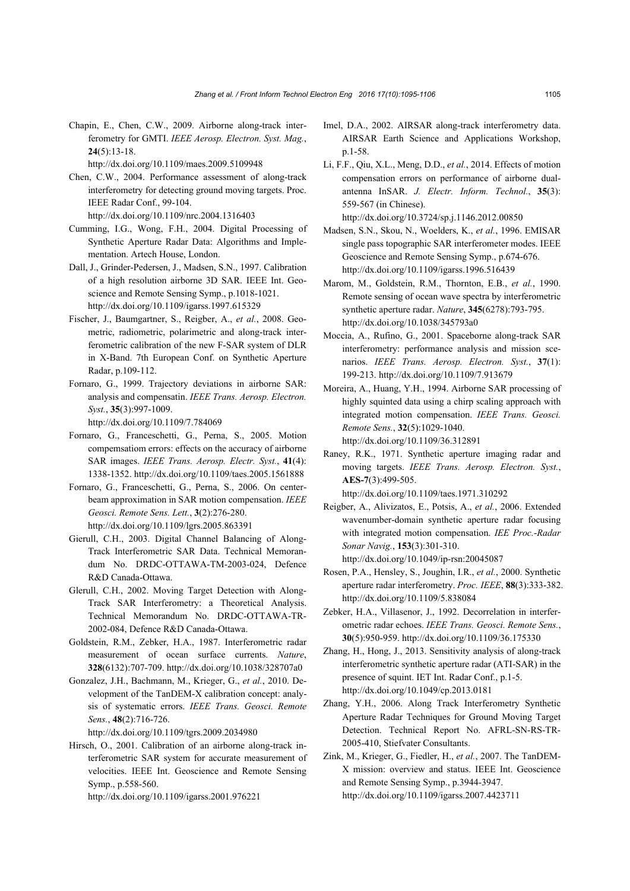Chapin, E., Chen, C.W., 2009. Airborne along-track interferometry for GMTI. *IEEE Aerosp. Electron. Syst. Mag.*, **24**(5):13-18. http://dx.doi.org/10.1109/maes.2009.5109948

Chen, C.W., 2004. Performance assessment of along-track interferometry for detecting ground moving targets. Proc. IEEE Radar Conf., 99-104. http://dx.doi.org/10.1109/nrc.2004.1316403

Cumming, I.G., Wong, F.H., 2004. Digital Processing of Synthetic Aperture Radar Data: Algorithms and Implementation. Artech House, London.

Dall, J., Grinder-Pedersen, J., Madsen, S.N., 1997. Calibration of a high resolution airborne 3D SAR. IEEE Int. Geoscience and Remote Sensing Symp., p.1018-1021. http://dx.doi.org/10.1109/igarss.1997.615329

Fischer, J., Baumgartner, S., Reigber, A., *et al.*, 2008. Geometric, radiometric, polarimetric and along-track interferometric calibration of the new F-SAR system of DLR in X-Band. 7th European Conf. on Synthetic Aperture Radar, p.109-112.

Fornaro, G., 1999. Trajectory deviations in airborne SAR: analysis and compensatin. *IEEE Trans. Aerosp. Electron. Syst.*, **35**(3):997-1009. http://dx.doi.org/10.1109/7.784069

Fornaro, G., Franceschetti, G., Perna, S., 2005. Motion compemsatiom errors: effects on the accuracy of airborne SAR images. *IEEE Trans. Aerosp. Electr. Syst.*, **41**(4): 1338-1352. http://dx.doi.org/10.1109/taes.2005.1561888

Fornaro, G., Franceschetti, G., Perna, S., 2006. On center-beam approximation in SAR motion compensation. *IEEE Geosci. Remote Sens. Lett.*, **3**(2):276-280. http://dx.doi.org/10.1109/lgrs.2005.863391

Gierull, C.H., 2003. Digital Channel Balancing of Along-Track Interferometric SAR Data. Technical Memorandum No. DRDC-OTTAWA-TM-2003-024, Defence R&D Canada-Ottawa.

Glerull, C.H., 2002. Moving Target Detection with Along-Track SAR Interferometry: a Theoretical Analysis. Technical Memorandum No. DRDC-OTTAWA-TR-2002-084, Defence R&D Canada-Ottawa.

Goldstein, R.M., Zebker, H.A., 1987. Interferometric radar measurement of ocean surface currents. *Nature*, **328**(6132):707-709. http://dx.doi.org/10.1038/328707a0

Gonzalez, J.H., Bachmann, M., Krieger, G., *et al.*, 2010. Development of the TanDEM-X calibration concept: analysis of systematic errors. *IEEE Trans. Geosci. Remote Sens.*, **48**(2):716-726. http://dx.doi.org/10.1109/tgrs.2009.2034980

Hirsch, O., 2001. Calibration of an airborne along-track interferometric SAR system for accurate measurement of velocities. IEEE Int. Geoscience and Remote Sensing Symp., p.558-560. http://dx.doi.org/10.1109/igarss.2001.976221

Imel, D.A., 2002. AIRSAR along-track interferometry data. AIRSAR Earth Science and Applications Workshop, p.1-58.

Li, F.F., Qiu, X.L., Meng, D.D., *et al.*, 2014. Effects of motion compensation errors on performance of airborne dual-antenna InSAR. *J. Electr. Inform. Technol.*, **35**(3): 559-567 (in Chinese). http://dx.doi.org/10.3724/sp.j.1146.2012.00850

Madsen, S.N., Skou, N., Woelders, K., *et al.*, 1996. EMISAR single pass topographic SAR interferometer modes. IEEE Geoscience and Remote Sensing Symp., p.674-676. http://dx.doi.org/10.1109/igarss.1996.516439

Marom, M., Goldstein, R.M., Thornton, E.B., *et al.*, 1990. Remote sensing of ocean wave spectra by interferometric synthetic aperture radar. *Nature*, **345**(6278):793-795. http://dx.doi.org/10.1038/345793a0

Moccia, A., Rufino, G., 2001. Spaceborne along-track SAR interferometry: performance analysis and mission scenarios. *IEEE Trans. Aerosp. Electron. Syst.*, **37**(1): 199-213. http://dx.doi.org/10.1109/7.913679

Moreira, A., Huang, Y.H., 1994. Airborne SAR processing of highly squinted data using a chirp scaling approach with integrated motion compensation. *IEEE Trans. Geosci. Remote Sens.*, **32**(5):1029-1040. http://dx.doi.org/10.1109/36.312891

Raney, R.K., 1971. Synthetic aperture imaging radar and moving targets. *IEEE Trans. Aerosp. Electron. Syst.*, **AES-7**(3):499-505. http://dx.doi.org/10.1109/taes.1971.310292

Reigber, A., Alivizatos, E., Potsis, A., *et al.*, 2006. Extended wavenumber-domain synthetic aperture radar focusing with integrated motion compensation. *IEE Proc.-Radar Sonar Navig.*, **153**(3):301-310. http://dx.doi.org/10.1049/ip-rsn:20045087

Rosen, P.A., Hensley, S., Joughin, I.R., *et al.*, 2000. Synthetic aperture radar interferometry. *Proc. IEEE*, **88**(3):333-382. http://dx.doi.org/10.1109/5.838084

Zebker, H.A., Villasenor, J., 1992. Decorrelation in interferometric radar echoes. *IEEE Trans. Geosci. Remote Sens.*, **30**(5):950-959. http://dx.doi.org/10.1109/36.175330

Zhang, H., Hong, J., 2013. Sensitivity analysis of along-track interferometric synthetic aperture radar (ATI-SAR) in the presence of squint. IET Int. Radar Conf., p.1-5. http://dx.doi.org/10.1049/cp.2013.0181

Zhang, Y.H., 2006. Along Track Interferometry Synthetic Aperture Radar Techniques for Ground Moving Target Detection. Technical Report No. AFRL-SN-RS-TR-2005-410, Stiefvater Consultants.

Zink, M., Krieger, G., Fiedler, H., *et al.*, 2007. The TanDEM-X mission: overview and status. IEEE Int. Geoscience and Remote Sensing Symp., p.3944-3947. http://dx.doi.org/10.1109/igarss.2007.4423711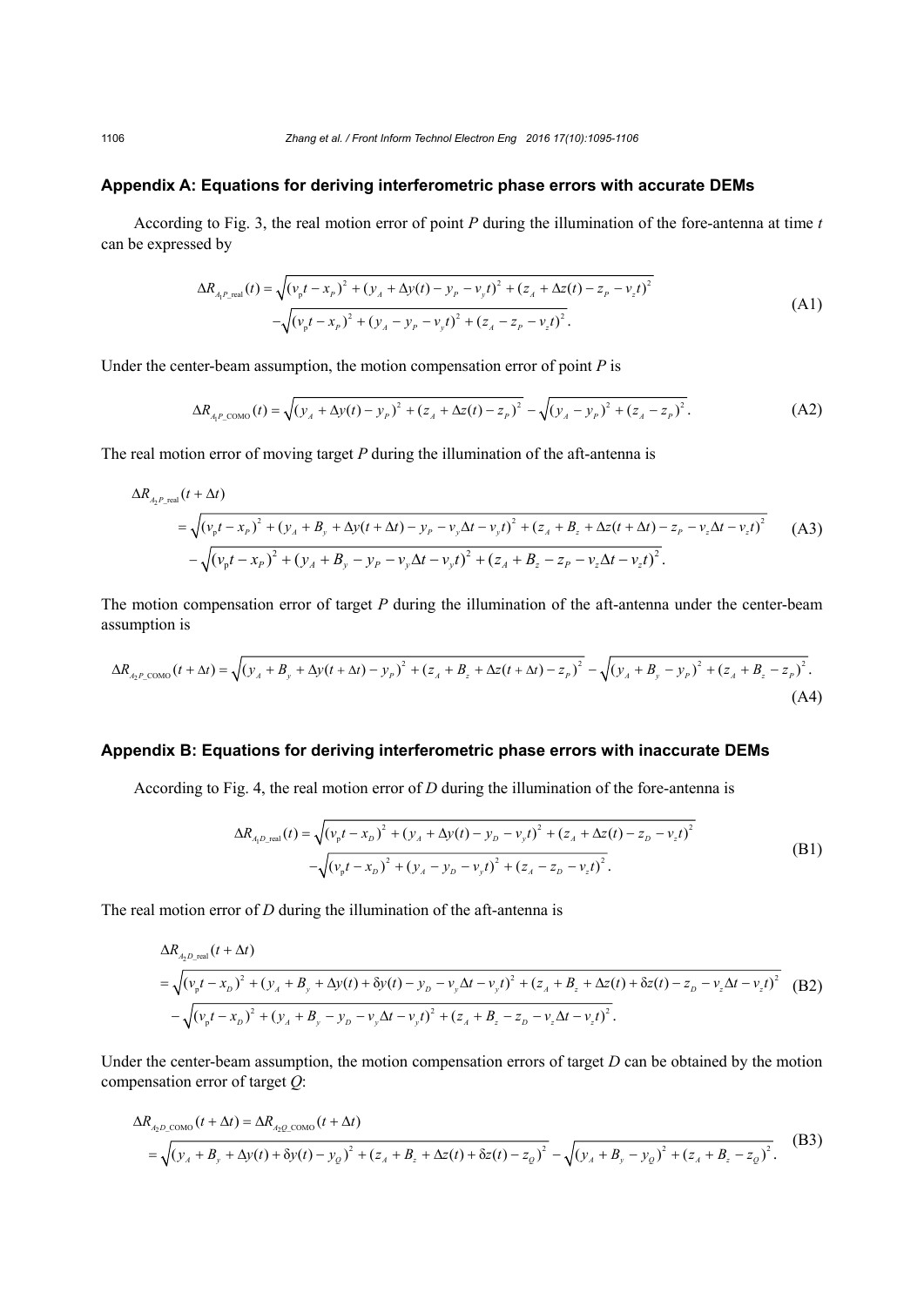## Appendix A: Equations for deriving interferometric phase errors with accurate DEMs

According to Fig. 3, the real motion error of point $P$ during the illumination of the fore-antenna at time $t$ can be expressed by

$$\begin{aligned}\Delta R_{A_1P\_\text{real}}(t) = &\sqrt{(v_\text{p}t - x_P)^2 + (y_A + \Delta y(t) - y_P - v_y t)^2 + (z_A + \Delta z(t) - z_P - v_z t)^2} \\ &-\sqrt{(v_\text{p}t - x_P)^2 + (y_A - y_P - v_y t)^2 + (z_A - z_P - v_z t)^2}.\end{aligned} \tag{A1}$$

Under the center-beam assumption, the motion compensation error of point $P$ is

$$\Delta R_{A_1P\_\text{COMO}}(t) = \sqrt{(y_A + \Delta y(t) - y_P)^2 + (z_A + \Delta z(t) - z_P)^2} - \sqrt{(y_A - y_P)^2 + (z_A - z_P)^2}. \tag{A2}$$

The real motion error of moving target $P$ during the illumination of the aft-antenna is

$$\begin{aligned}&\Delta R_{A_2P\_\text{real}}(t+\Delta t) \\ &= \sqrt{(v_\text{p}t - x_P)^2 + (y_A + B_y + \Delta y(t+\Delta t) - y_P - v_y\Delta t - v_y t)^2 + (z_A + B_z + \Delta z(t+\Delta t) - z_P - v_z\Delta t - v_z t)^2} \\ &\quad - \sqrt{(v_\text{p}t - x_P)^2 + (y_A + B_y - y_P - v_y\Delta t - v_y t)^2 + (z_A + B_z - z_P - v_z\Delta t - v_z t)^2}.\end{aligned} \tag{A3}$$

The motion compensation error of target $P$ during the illumination of the aft-antenna under the center-beam assumption is

$$\Delta R_{A_2P\_\text{COMO}}(t+\Delta t) = \sqrt{(y_A + B_y + \Delta y(t+\Delta t) - y_P)^2 + (z_A + B_z + \Delta z(t+\Delta t) - z_P)^2} - \sqrt{(y_A + B_y - y_P)^2 + (z_A + B_z - z_P)^2}. \tag{A4}$$

## Appendix B: Equations for deriving interferometric phase errors with inaccurate DEMs

According to Fig. 4, the real motion error of $D$ during the illumination of the fore-antenna is

$$\begin{aligned}\Delta R_{A_1D\_\text{real}}(t) = &\sqrt{(v_\text{p}t - x_D)^2 + (y_A + \Delta y(t) - y_D - v_y t)^2 + (z_A + \Delta z(t) - z_D - v_z t)^2} \\ &-\sqrt{(v_\text{p}t - x_D)^2 + (y_A - y_D - v_y t)^2 + (z_A - z_D - v_z t)^2}.\end{aligned} \tag{B1}$$

The real motion error of $D$ during the illumination of the aft-antenna is

$$\begin{aligned}&\Delta R_{A_2D\_\text{real}}(t+\Delta t) \\ &= \sqrt{(v_\text{p}t - x_D)^2 + (y_A + B_y + \Delta y(t) + \delta y(t) - y_D - v_y\Delta t - v_y t)^2 + (z_A + B_z + \Delta z(t) + \delta z(t) - z_D - v_z\Delta t - v_z t)^2} \\ &\quad - \sqrt{(v_\text{p}t - x_D)^2 + (y_A + B_y - y_D - v_y\Delta t - v_y t)^2 + (z_A + B_z - z_D - v_z\Delta t - v_z t)^2}.\end{aligned} \tag{B2}$$

Under the center-beam assumption, the motion compensation errors of target $D$ can be obtained by the motion compensation error of target $Q$:

$$\begin{aligned}&\Delta R_{A_2D\_\text{COMO}}(t+\Delta t) = \Delta R_{A_2Q\_\text{COMO}}(t+\Delta t) \\ &= \sqrt{(y_A + B_y + \Delta y(t) + \delta y(t) - y_Q)^2 + (z_A + B_z + \Delta z(t) + \delta z(t) - z_Q)^2} - \sqrt{(y_A + B_y - y_Q)^2 + (z_A + B_z - z_Q)^2}.\end{aligned} \tag{B3}$$